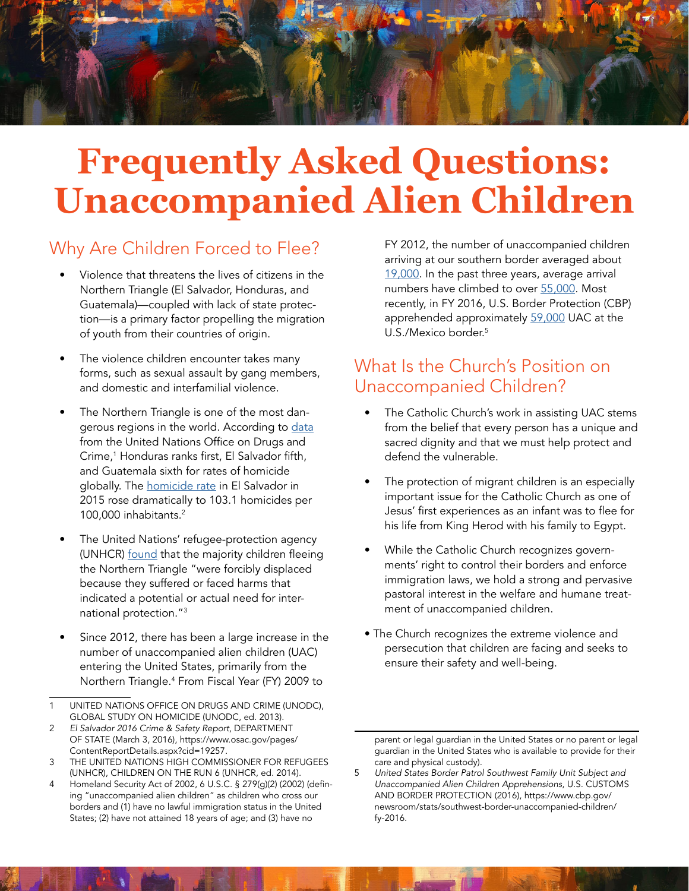# Frequently Asked Questions: Unaccompanied Alien Children

## Why Are Children Forced to Flee?

- Violence that threatens the lives of citizens in the Northern Triangle (El Salvador, Honduras, and Guatemala)—coupled with lack of state protection—is a primary factor propelling the migration of youth from their countries of origin.

- The violence children encounter takes many forms, such as sexual assault by gang members, and domestic and interfamilial violence.

- The Northern Triangle is one of the most dangerous regions in the world. According to data from the United Nations Office on Drugs and Crime,[1] Honduras ranks first, El Salvador fifth, and Guatemala sixth for rates of homicide globally. The homicide rate in El Salvador in 2015 rose dramatically to 103.1 homicides per 100,000 inhabitants.[2]

- The United Nations' refugee-protection agency (UNHCR) found that the majority children fleeing the Northern Triangle "were forcibly displaced because they suffered or faced harms that indicated a potential or actual need for international protection."[3]

- Since 2012, there has been a large increase in the number of unaccompanied alien children (UAC) entering the United States, primarily from the Northern Triangle.[4] From Fiscal Year (FY) 2009 to FY 2012, the number of unaccompanied children arriving at our southern border averaged about 19,000. In the past three years, average arrival numbers have climbed to over 55,000. Most recently, in FY 2016, U.S. Border Protection (CBP) apprehended approximately 59,000 UAC at the U.S./Mexico border.[5]

## What Is the Church's Position on Unaccompanied Children?

- The Catholic Church's work in assisting UAC stems from the belief that every person has a unique and sacred dignity and that we must help protect and defend the vulnerable.

- The protection of migrant children is an especially important issue for the Catholic Church as one of Jesus' first experiences as an infant was to flee for his life from King Herod with his family to Egypt.

- While the Catholic Church recognizes governments' right to control their borders and enforce immigration laws, we hold a strong and pervasive pastoral interest in the welfare and humane treatment of unaccompanied children.

- The Church recognizes the extreme violence and persecution that children are facing and seeks to ensure their safety and well-being.

---

1 UNITED NATIONS OFFICE ON DRUGS AND CRIME (UNODC), GLOBAL STUDY ON HOMICIDE (UNODC, ed. 2013).

2 *El Salvador 2016 Crime & Safety Report*, DEPARTMENT OF STATE (March 3, 2016), https://www.osac.gov/pages/ContentReportDetails.aspx?cid=19257.

3 THE UNITED NATIONS HIGH COMMISSIONER FOR REFUGEES (UNHCR), CHILDREN ON THE RUN 6 (UNHCR, ed. 2014).

4 Homeland Security Act of 2002, 6 U.S.C. § 279(g)(2) (2002) (defining "unaccompanied alien children" as children who cross our borders and (1) have no lawful immigration status in the United States; (2) have not attained 18 years of age; and (3) have no parent or legal guardian in the United States or no parent or legal guardian in the United States who is available to provide for their care and physical custody).

5 *United States Border Patrol Southwest Family Unit Subject and Unaccompanied Alien Children Apprehensions*, U.S. CUSTOMS AND BORDER PROTECTION (2016), https://www.cbp.gov/newsroom/stats/southwest-border-unaccompanied-children/fy-2016.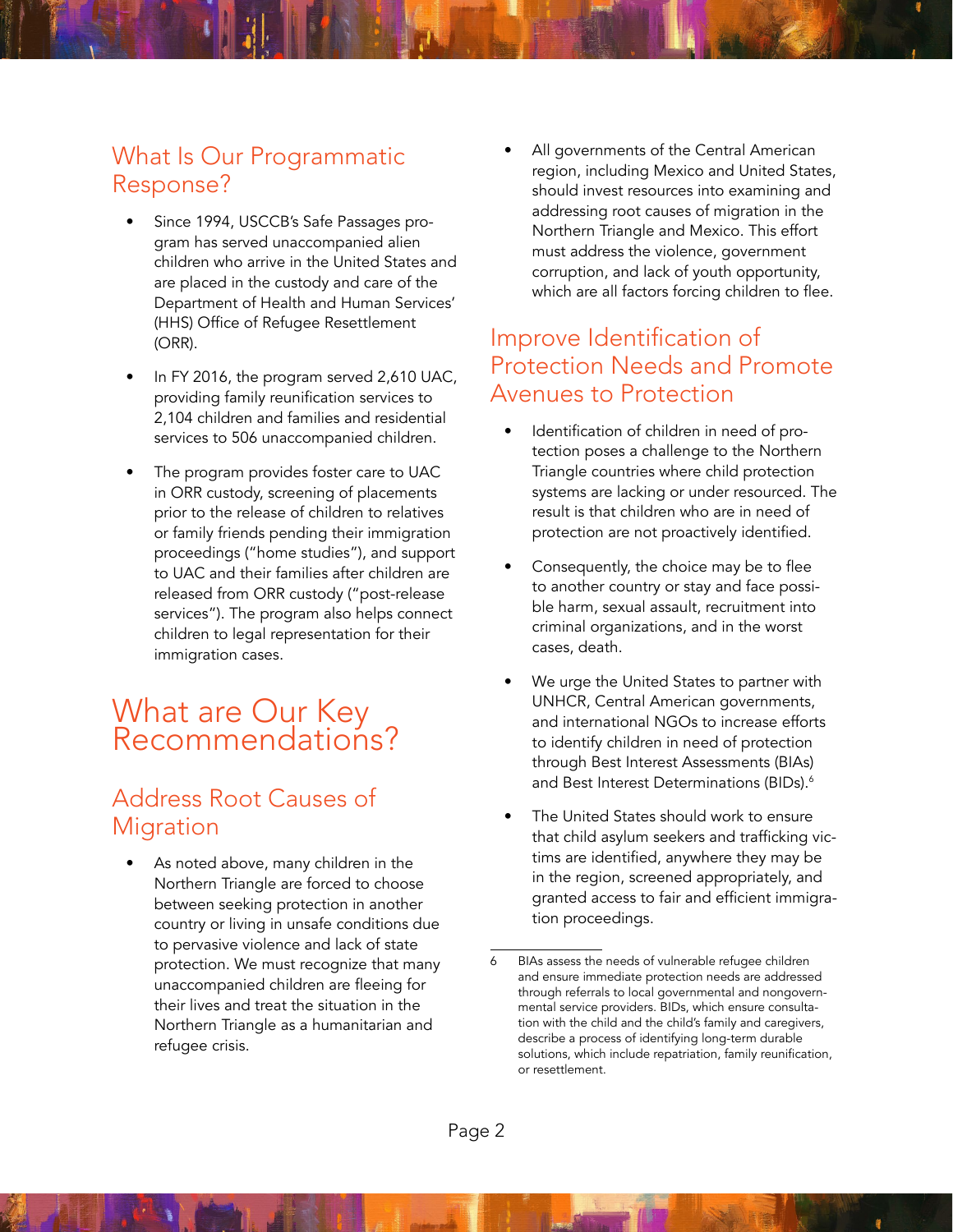## What Is Our Programmatic Response?

- Since 1994, USCCB's Safe Passages program has served unaccompanied alien children who arrive in the United States and are placed in the custody and care of the Department of Health and Human Services' (HHS) Office of Refugee Resettlement (ORR).
- In FY 2016, the program served 2,610 UAC, providing family reunification services to 2,104 children and families and residential services to 506 unaccompanied children.
- The program provides foster care to UAC in ORR custody, screening of placements prior to the release of children to relatives or family friends pending their immigration proceedings ("home studies"), and support to UAC and their families after children are released from ORR custody ("post-release services"). The program also helps connect children to legal representation for their immigration cases.

# What are Our Key Recommendations?

## Address Root Causes of Migration

- As noted above, many children in the Northern Triangle are forced to choose between seeking protection in another country or living in unsafe conditions due to pervasive violence and lack of state protection. We must recognize that many unaccompanied children are fleeing for their lives and treat the situation in the Northern Triangle as a humanitarian and refugee crisis.
- All governments of the Central American region, including Mexico and United States, should invest resources into examining and addressing root causes of migration in the Northern Triangle and Mexico. This effort must address the violence, government corruption, and lack of youth opportunity, which are all factors forcing children to flee.

## Improve Identification of Protection Needs and Promote Avenues to Protection

- Identification of children in need of protection poses a challenge to the Northern Triangle countries where child protection systems are lacking or under resourced. The result is that children who are in need of protection are not proactively identified.
- Consequently, the choice may be to flee to another country or stay and face possible harm, sexual assault, recruitment into criminal organizations, and in the worst cases, death.
- We urge the United States to partner with UNHCR, Central American governments, and international NGOs to increase efforts to identify children in need of protection through Best Interest Assessments (BIAs) and Best Interest Determinations (BIDs).[6]
- The United States should work to ensure that child asylum seekers and trafficking victims are identified, anywhere they may be in the region, screened appropriately, and granted access to fair and efficient immigration proceedings.

---

6 BIAs assess the needs of vulnerable refugee children and ensure immediate protection needs are addressed through referrals to local governmental and nongovernmental service providers. BIDs, which ensure consultation with the child and the child's family and caregivers, describe a process of identifying long-term durable solutions, which include repatriation, family reunification, or resettlement.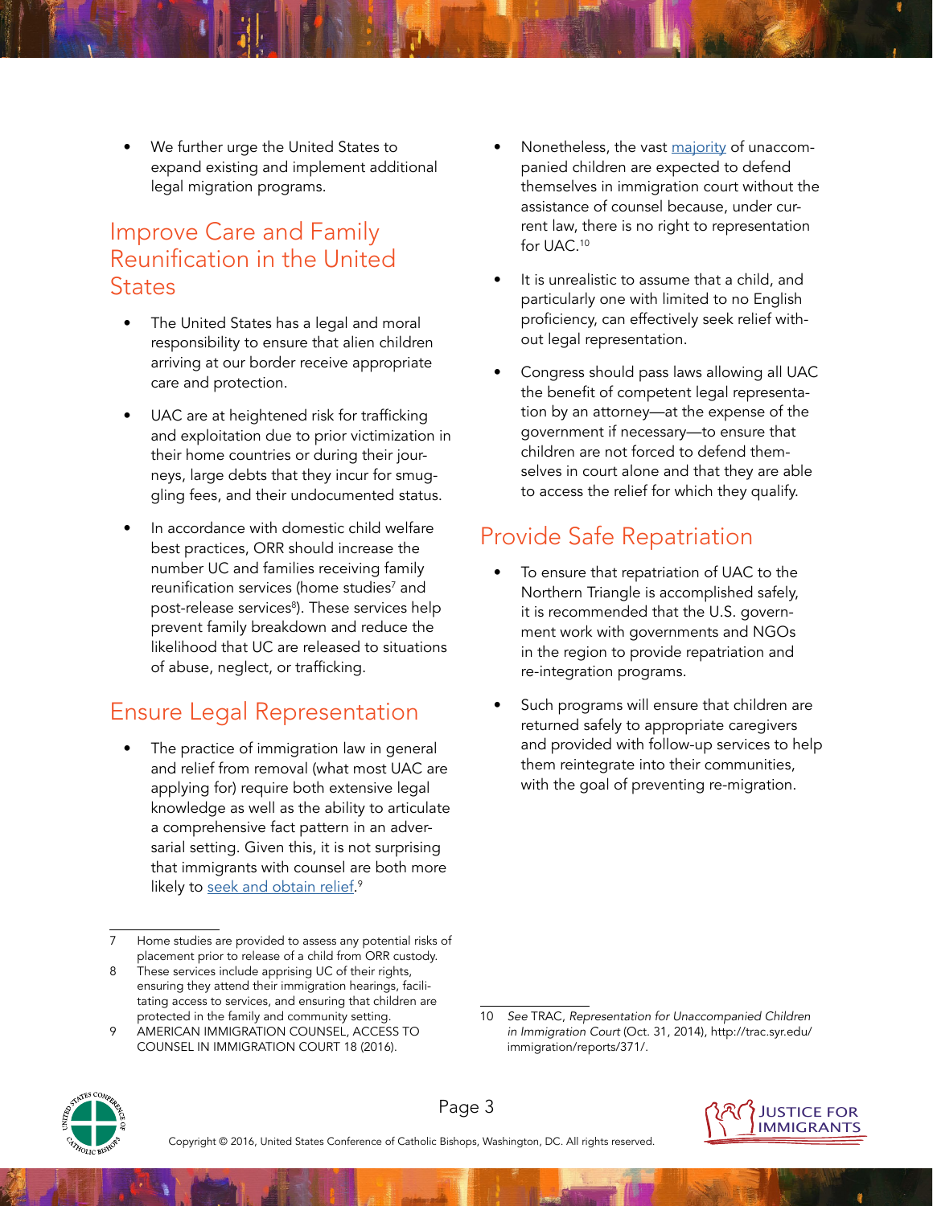- We further urge the United States to expand existing and implement additional legal migration programs.

## Improve Care and Family Reunification in the United States

- The United States has a legal and moral responsibility to ensure that alien children arriving at our border receive appropriate care and protection.
- UAC are at heightened risk for trafficking and exploitation due to prior victimization in their home countries or during their journeys, large debts that they incur for smuggling fees, and their undocumented status.
- In accordance with domestic child welfare best practices, ORR should increase the number UC and families receiving family reunification services (home studies[7] and post-release services[8]). These services help prevent family breakdown and reduce the likelihood that UC are released to situations of abuse, neglect, or trafficking.

## Ensure Legal Representation

- The practice of immigration law in general and relief from removal (what most UAC are applying for) require both extensive legal knowledge as well as the ability to articulate a comprehensive fact pattern in an adversarial setting. Given this, it is not surprising that immigrants with counsel are both more likely to seek and obtain relief.[9]
- Nonetheless, the vast majority of unaccompanied children are expected to defend themselves in immigration court without the assistance of counsel because, under current law, there is no right to representation for UAC.[10]
- It is unrealistic to assume that a child, and particularly one with limited to no English proficiency, can effectively seek relief without legal representation.
- Congress should pass laws allowing all UAC the benefit of competent legal representation by an attorney—at the expense of the government if necessary—to ensure that children are not forced to defend themselves in court alone and that they are able to access the relief for which they qualify.

## Provide Safe Repatriation

- To ensure that repatriation of UAC to the Northern Triangle is accomplished safely, it is recommended that the U.S. government work with governments and NGOs in the region to provide repatriation and re-integration programs.
- Such programs will ensure that children are returned safely to appropriate caregivers and provided with follow-up services to help them reintegrate into their communities, with the goal of preventing re-migration.

---

7 Home studies are provided to assess any potential risks of placement prior to release of a child from ORR custody.

8 These services include apprising UC of their rights, ensuring they attend their immigration hearings, facilitating access to services, and ensuring that children are protected in the family and community setting.

9 AMERICAN IMMIGRATION COUNSEL, ACCESS TO COUNSEL IN IMMIGRATION COURT 18 (2016).

10 *See* TRAC, *Representation for Unaccompanied Children in Immigration Court* (Oct. 31, 2014), http://trac.syr.edu/immigration/reports/371/.

Copyright © 2016, United States Conference of Catholic Bishops, Washington, DC. All rights reserved.